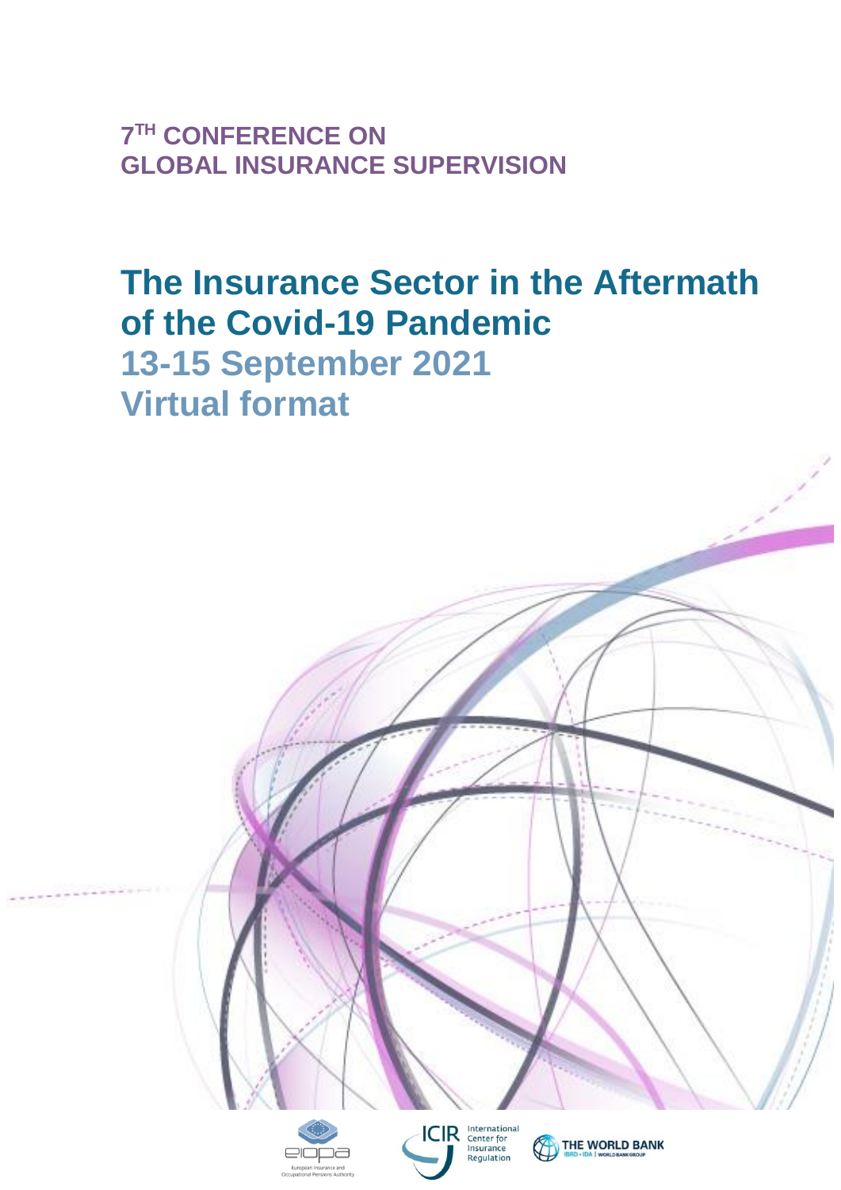**7[TH] CONFERENCE ON**
**GLOBAL INSURANCE SUPERVISION**

# The Insurance Sector in the Aftermath of the Covid-19 Pandemic

## 13-15 September 2021

## Virtual format

European Insurance and Occupational Pensions Authority

ICIR International Center for Insurance Regulation

THE WORLD BANK IBRD • IDA | WORLD BANK GROUP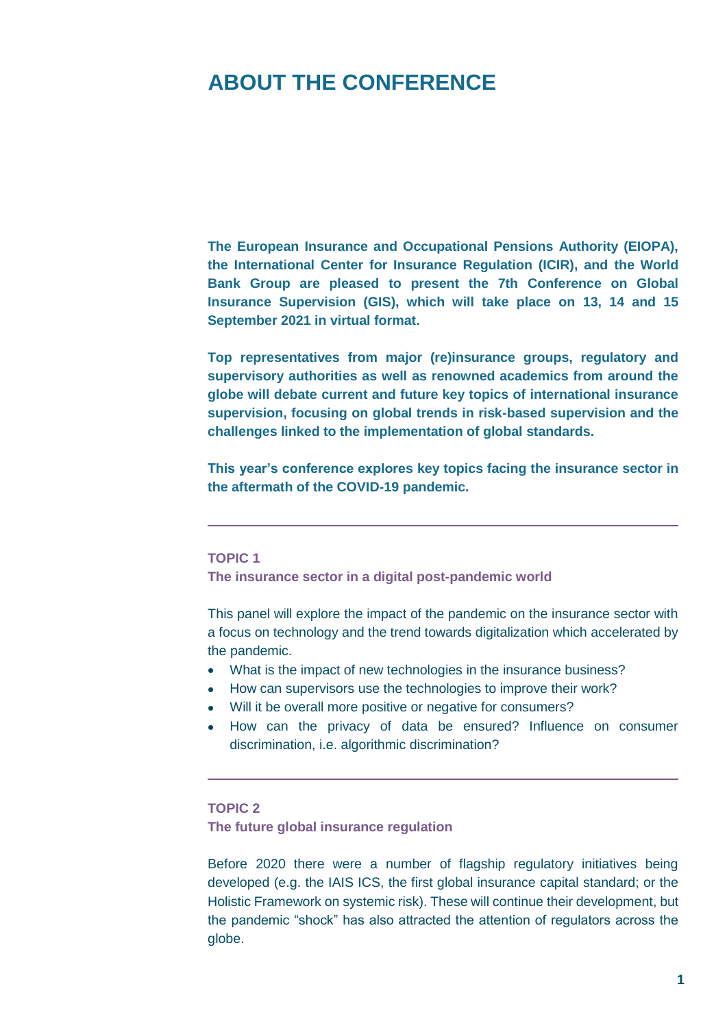# ABOUT THE CONFERENCE

**The European Insurance and Occupational Pensions Authority (EIOPA), the International Center for Insurance Regulation (ICIR), and the World Bank Group are pleased to present the 7th Conference on Global Insurance Supervision (GIS), which will take place on 13, 14 and 15 September 2021 in virtual format.**

**Top representatives from major (re)insurance groups, regulatory and supervisory authorities as well as renowned academics from around the globe will debate current and future key topics of international insurance supervision, focusing on global trends in risk-based supervision and the challenges linked to the implementation of global standards.**

**This year's conference explores key topics facing the insurance sector in the aftermath of the COVID-19 pandemic.**

---

**TOPIC 1**
**The insurance sector in a digital post-pandemic world**

This panel will explore the impact of the pandemic on the insurance sector with a focus on technology and the trend towards digitalization which accelerated by the pandemic.

- What is the impact of new technologies in the insurance business?
- How can supervisors use the technologies to improve their work?
- Will it be overall more positive or negative for consumers?
- How can the privacy of data be ensured? Influence on consumer discrimination, i.e. algorithmic discrimination?

---

**TOPIC 2**
**The future global insurance regulation**

Before 2020 there were a number of flagship regulatory initiatives being developed (e.g. the IAIS ICS, the first global insurance capital standard; or the Holistic Framework on systemic risk). These will continue their development, but the pandemic "shock" has also attracted the attention of regulators across the globe.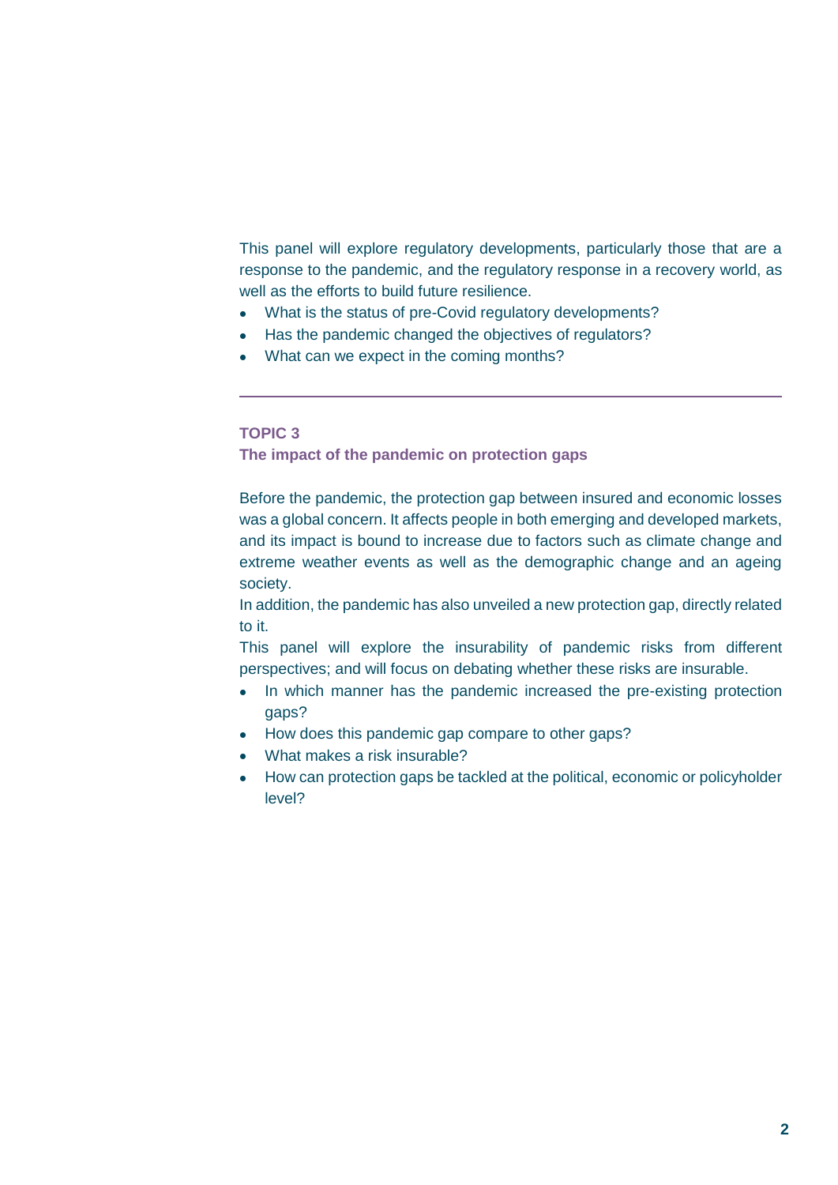This panel will explore regulatory developments, particularly those that are a response to the pandemic, and the regulatory response in a recovery world, as well as the efforts to build future resilience.

- What is the status of pre-Covid regulatory developments?
- Has the pandemic changed the objectives of regulators?
- What can we expect in the coming months?

---

## TOPIC 3

### The impact of the pandemic on protection gaps

Before the pandemic, the protection gap between insured and economic losses was a global concern. It affects people in both emerging and developed markets, and its impact is bound to increase due to factors such as climate change and extreme weather events as well as the demographic change and an ageing society.

In addition, the pandemic has also unveiled a new protection gap, directly related to it.

This panel will explore the insurability of pandemic risks from different perspectives; and will focus on debating whether these risks are insurable.

- In which manner has the pandemic increased the pre-existing protection gaps?
- How does this pandemic gap compare to other gaps?
- What makes a risk insurable?
- How can protection gaps be tackled at the political, economic or policyholder level?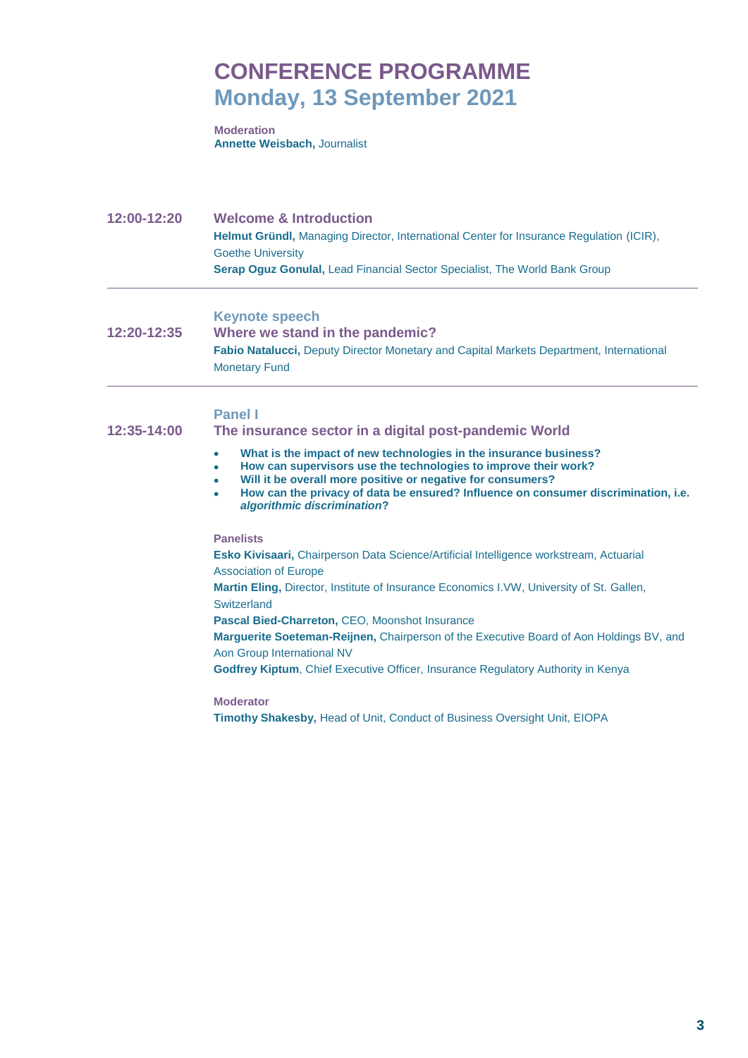# CONFERENCE PROGRAMME
## Monday, 13 September 2021

**Moderation**
**Annette Weisbach,** Journalist

---

**12:00-12:20**

### Welcome & Introduction

**Helmut Gründl,** Managing Director, International Center for Insurance Regulation (ICIR), Goethe University
**Serap Oguz Gonulal,** Lead Financial Sector Specialist, The World Bank Group

---

**12:20-12:35**

### Keynote speech
### Where we stand in the pandemic?

**Fabio Natalucci,** Deputy Director Monetary and Capital Markets Department, International Monetary Fund

---

**12:35-14:00**

### Panel I
### The insurance sector in a digital post-pandemic World

- **What is the impact of new technologies in the insurance business?**
- **How can supervisors use the technologies to improve their work?**
- **Will it be overall more positive or negative for consumers?**
- **How can the privacy of data be ensured? Influence on consumer discrimination, i.e. *algorithmic discrimination*?**

**Panelists**
**Esko Kivisaari,** Chairperson Data Science/Artificial Intelligence workstream, Actuarial Association of Europe
**Martin Eling,** Director, Institute of Insurance Economics I.VW, University of St. Gallen, Switzerland
**Pascal Bied-Charreton,** CEO, Moonshot Insurance
**Marguerite Soeteman-Reijnen,** Chairperson of the Executive Board of Aon Holdings BV, and Aon Group International NV
**Godfrey Kiptum**, Chief Executive Officer, Insurance Regulatory Authority in Kenya

**Moderator**
**Timothy Shakesby,** Head of Unit, Conduct of Business Oversight Unit, EIOPA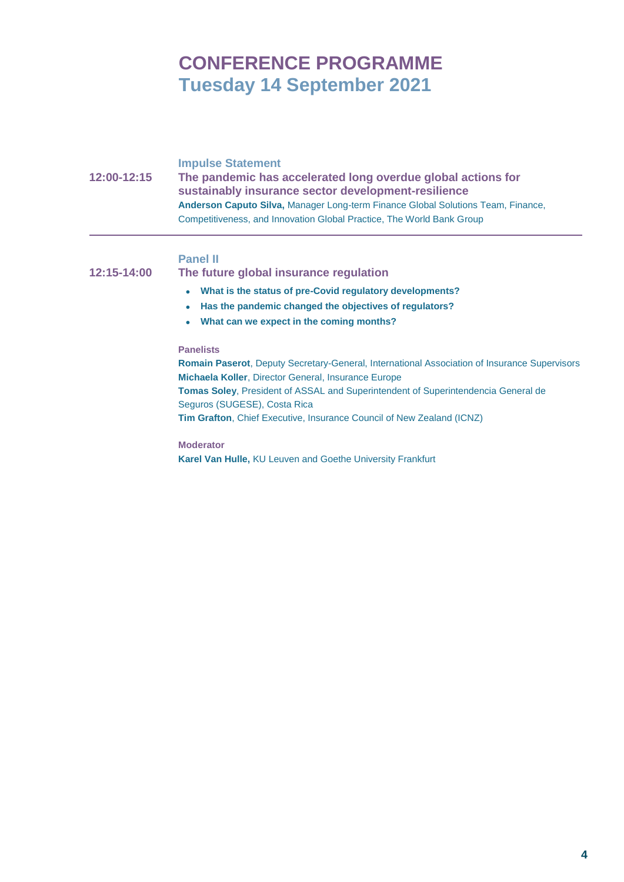# CONFERENCE PROGRAMME
## Tuesday 14 September 2021

**Impulse Statement**

**12:00-12:15** **The pandemic has accelerated long overdue global actions for sustainably insurance sector development-resilience**

**Anderson Caputo Silva,** Manager Long-term Finance Global Solutions Team, Finance, Competitiveness, and Innovation Global Practice, The World Bank Group

---

**Panel II**

**12:15-14:00** **The future global insurance regulation**

- **What is the status of pre-Covid regulatory developments?**
- **Has the pandemic changed the objectives of regulators?**
- **What can we expect in the coming months?**

**Panelists**

**Romain Paserot**, Deputy Secretary-General, International Association of Insurance Supervisors
**Michaela Koller**, Director General, Insurance Europe
**Tomas Soley**, President of ASSAL and Superintendent of Superintendencia General de Seguros (SUGESE), Costa Rica
**Tim Grafton**, Chief Executive, Insurance Council of New Zealand (ICNZ)

**Moderator**

**Karel Van Hulle,** KU Leuven and Goethe University Frankfurt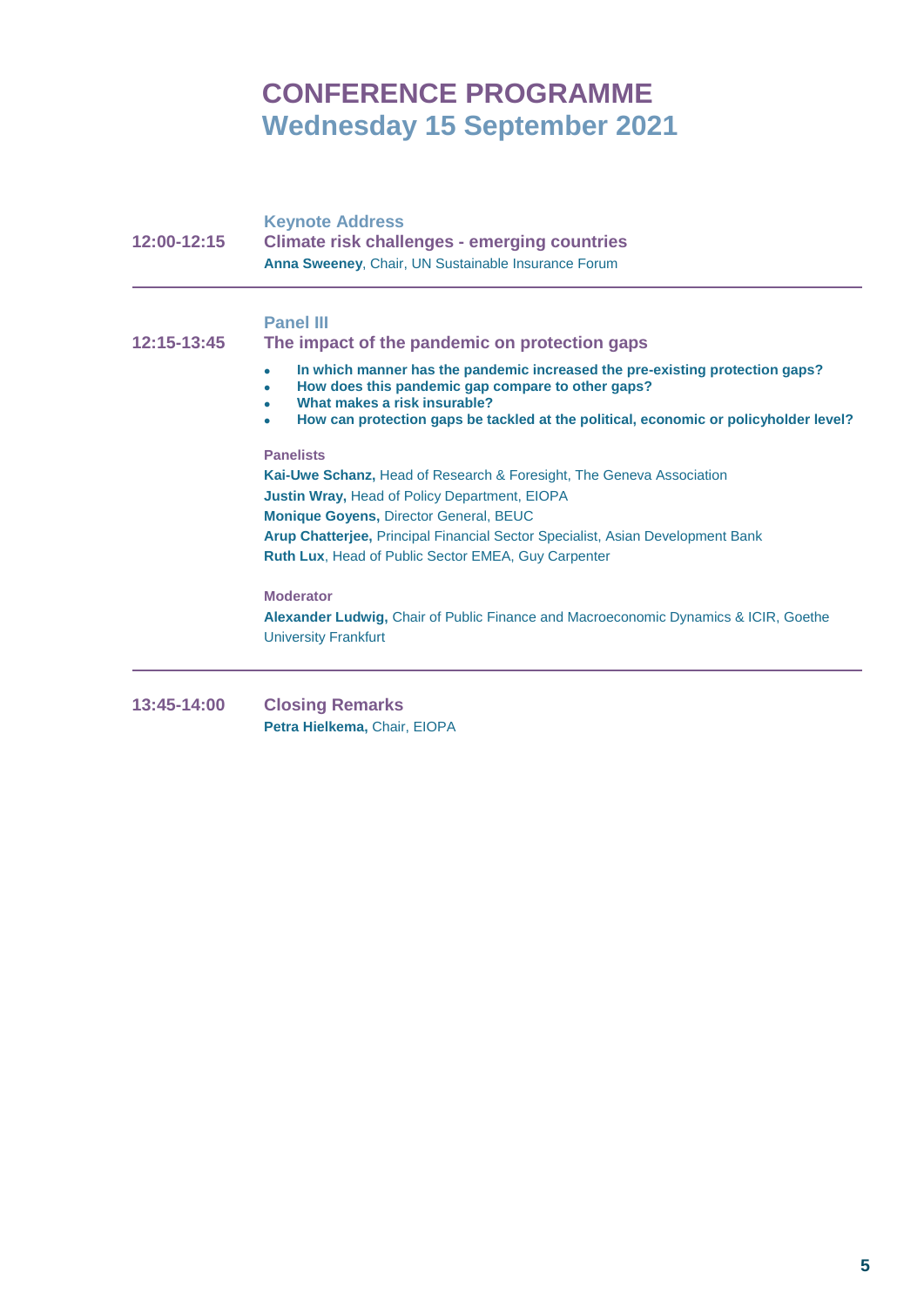# CONFERENCE PROGRAMME
## Wednesday 15 September 2021

---

### 12:00-12:15

**Keynote Address**

**Climate risk challenges - emerging countries**

**Anna Sweeney**, Chair, UN Sustainable Insurance Forum

---

### 12:15-13:45

**Panel III**

**The impact of the pandemic on protection gaps**

- **In which manner has the pandemic increased the pre-existing protection gaps?**
- **How does this pandemic gap compare to other gaps?**
- **What makes a risk insurable?**
- **How can protection gaps be tackled at the political, economic or policyholder level?**

**Panelists**

**Kai-Uwe Schanz,** Head of Research & Foresight, The Geneva Association
**Justin Wray,** Head of Policy Department, EIOPA
**Monique Goyens,** Director General, BEUC
**Arup Chatterjee,** Principal Financial Sector Specialist, Asian Development Bank
**Ruth Lux**, Head of Public Sector EMEA, Guy Carpenter

**Moderator**

**Alexander Ludwig,** Chair of Public Finance and Macroeconomic Dynamics & ICIR, Goethe University Frankfurt

---

### 13:45-14:00

**Closing Remarks**

**Petra Hielkema,** Chair, EIOPA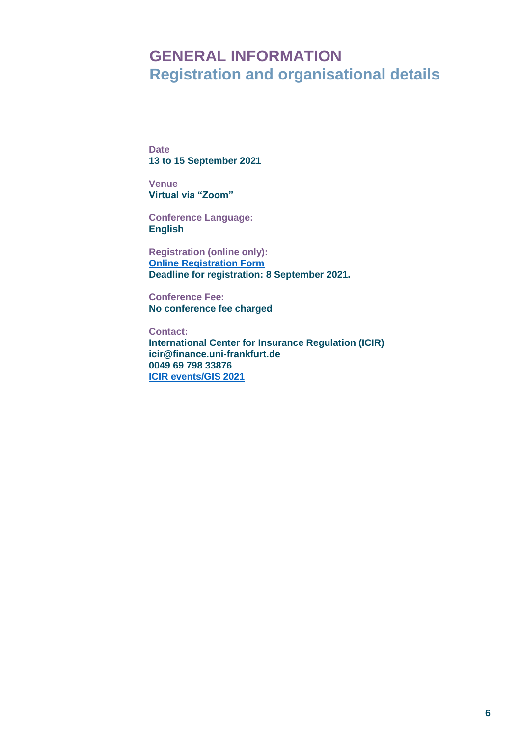# GENERAL INFORMATION

## Registration and organisational details

**Date**
**13 to 15 September 2021**

**Venue**
**Virtual via "Zoom"**

**Conference Language:**
**English**

**Registration (online only):**
**Online Registration Form**
**Deadline for registration: 8 September 2021.**

**Conference Fee:**
**No conference fee charged**

**Contact:**
**International Center for Insurance Regulation (ICIR)**
**icir@finance.uni-frankfurt.de**
**0049 69 798 33876**
**ICIR events/GIS 2021**